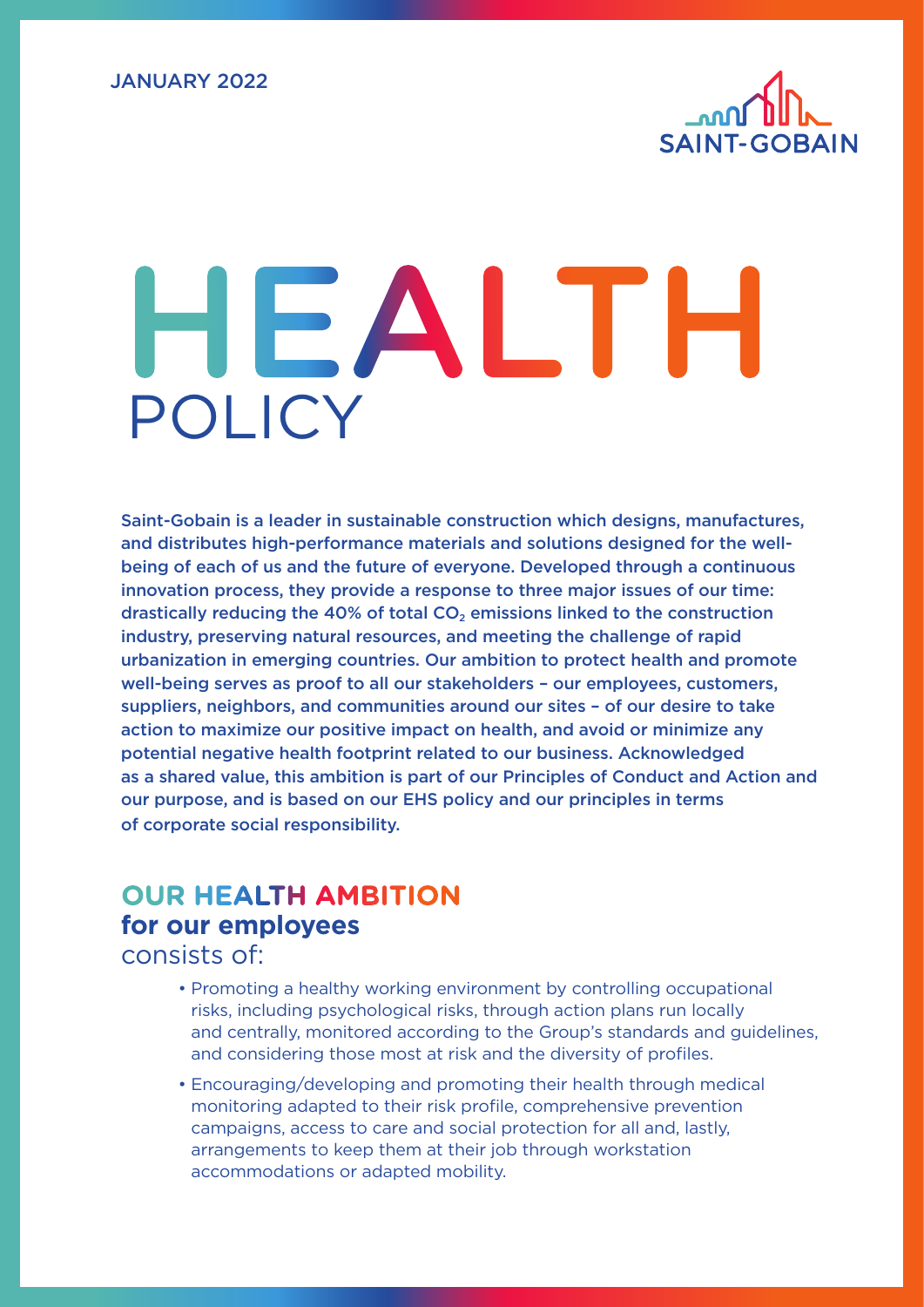JANUARY 2022

SAINT-GOBAIN

# HEALTH POLICY

**Saint-Gobain is a leader in sustainable construction which designs, manufactures, and distributes high-performance materials and solutions designed for the well-being of each of us and the future of everyone. Developed through a continuous innovation process, they provide a response to three major issues of our time: drastically reducing the 40% of total $CO_2$ emissions linked to the construction industry, preserving natural resources, and meeting the challenge of rapid urbanization in emerging countries. Our ambition to protect health and promote well-being serves as proof to all our stakeholders – our employees, customers, suppliers, neighbors, and communities around our sites – of our desire to take action to maximize our positive impact on health, and avoid or minimize any potential negative health footprint related to our business. Acknowledged as a shared value, this ambition is part of our Principles of Conduct and Action and our purpose, and is based on our EHS policy and our principles in terms of corporate social responsibility.**

## OUR HEALTH AMBITION **for our employees** consists of:

- Promoting a healthy working environment by controlling occupational risks, including psychological risks, through action plans run locally and centrally, monitored according to the Group's standards and guidelines, and considering those most at risk and the diversity of profiles.
- Encouraging/developing and promoting their health through medical monitoring adapted to their risk profile, comprehensive prevention campaigns, access to care and social protection for all and, lastly, arrangements to keep them at their job through workstation accommodations or adapted mobility.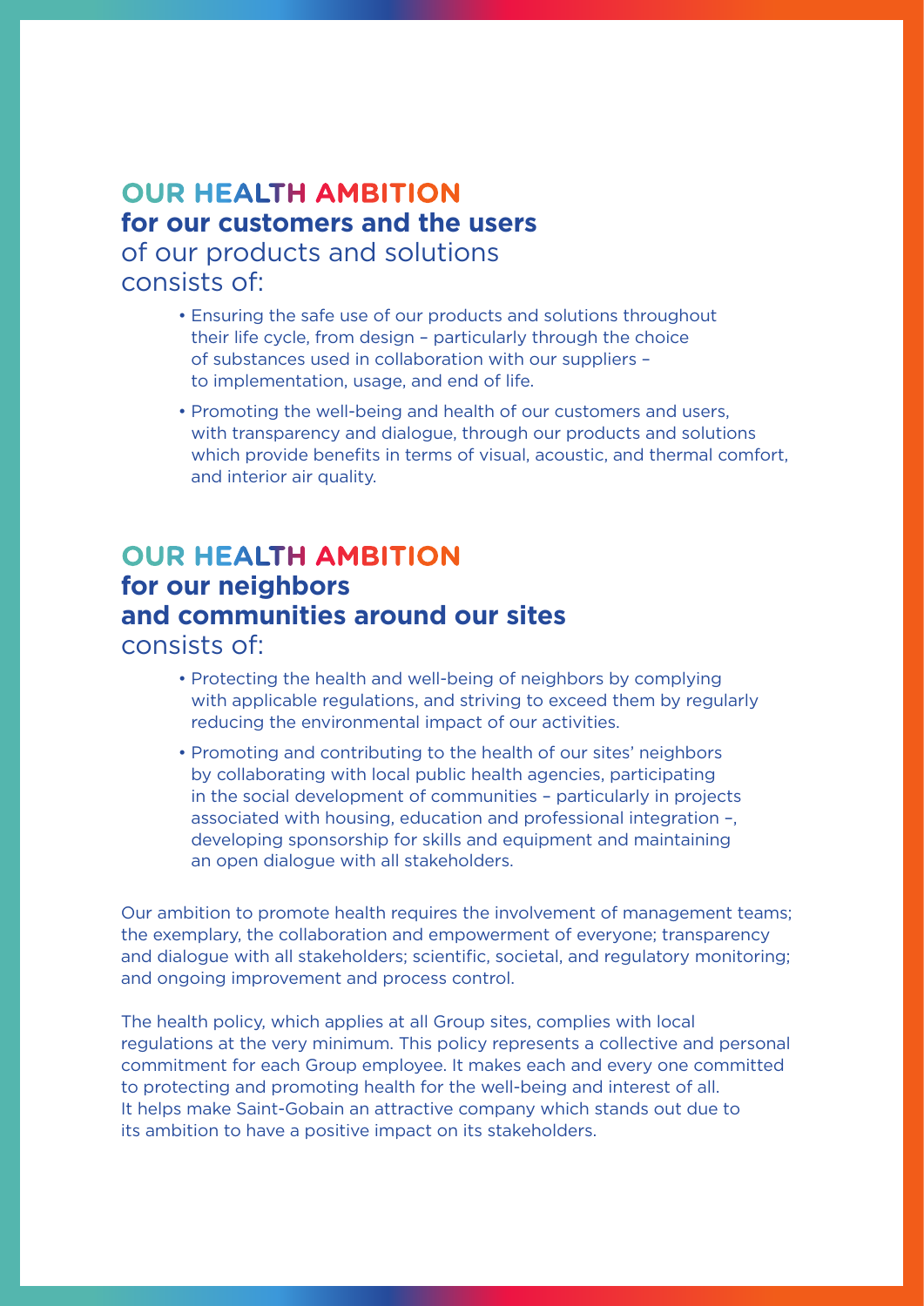## OUR HEALTH AMBITION

**for our customers and the users**
of our products and solutions
consists of:

- Ensuring the safe use of our products and solutions throughout their life cycle, from design – particularly through the choice of substances used in collaboration with our suppliers – to implementation, usage, and end of life.
- Promoting the well-being and health of our customers and users, with transparency and dialogue, through our products and solutions which provide benefits in terms of visual, acoustic, and thermal comfort, and interior air quality.

## OUR HEALTH AMBITION

**for our neighbors and communities around our sites**
consists of:

- Protecting the health and well-being of neighbors by complying with applicable regulations, and striving to exceed them by regularly reducing the environmental impact of our activities.
- Promoting and contributing to the health of our sites' neighbors by collaborating with local public health agencies, participating in the social development of communities – particularly in projects associated with housing, education and professional integration –, developing sponsorship for skills and equipment and maintaining an open dialogue with all stakeholders.

Our ambition to promote health requires the involvement of management teams; the exemplary, the collaboration and empowerment of everyone; transparency and dialogue with all stakeholders; scientific, societal, and regulatory monitoring; and ongoing improvement and process control.

The health policy, which applies at all Group sites, complies with local regulations at the very minimum. This policy represents a collective and personal commitment for each Group employee. It makes each and every one committed to protecting and promoting health for the well-being and interest of all. It helps make Saint-Gobain an attractive company which stands out due to its ambition to have a positive impact on its stakeholders.